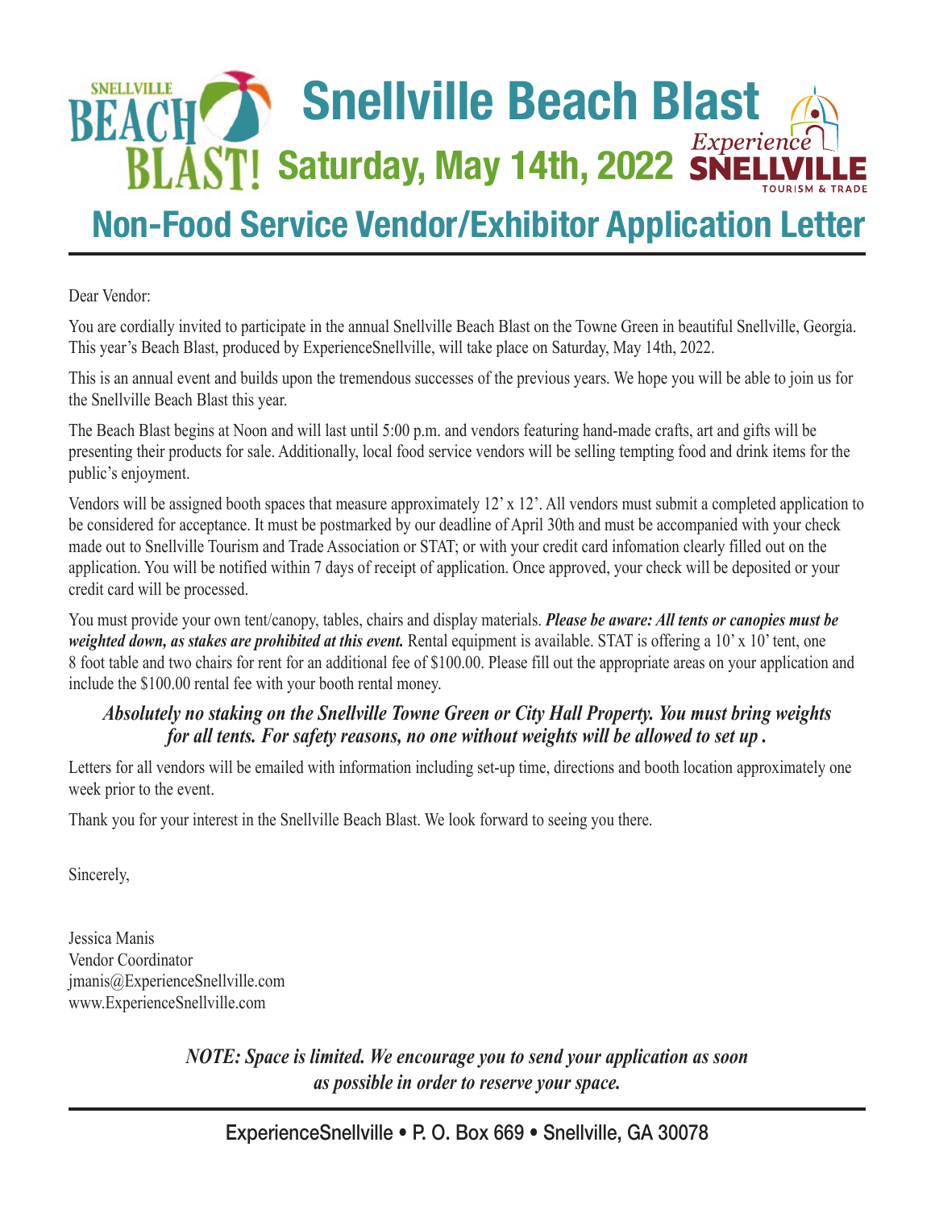# Snellville Beach Blast

## Saturday, May 14th, 2022

## Non-Food Service Vendor/Exhibitor Application Letter

Dear Vendor:

You are cordially invited to participate in the annual Snellville Beach Blast on the Towne Green in beautiful Snellville, Georgia. This year's Beach Blast, produced by ExperienceSnellville, will take place on Saturday, May 14th, 2022.

This is an annual event and builds upon the tremendous successes of the previous years. We hope you will be able to join us for the Snellville Beach Blast this year.

The Beach Blast begins at Noon and will last until 5:00 p.m. and vendors featuring hand-made crafts, art and gifts will be presenting their products for sale. Additionally, local food service vendors will be selling tempting food and drink items for the public's enjoyment.

Vendors will be assigned booth spaces that measure approximately 12' x 12'. All vendors must submit a completed application to be considered for acceptance. It must be postmarked by our deadline of April 30th and must be accompanied with your check made out to Snellville Tourism and Trade Association or STAT; or with your credit card infomation clearly filled out on the application. You will be notified within 7 days of receipt of application. Once approved, your check will be deposited or your credit card will be processed.

You must provide your own tent/canopy, tables, chairs and display materials. ***Please be aware: All tents or canopies must be weighted down, as stakes are prohibited at this event.*** Rental equipment is available. STAT is offering a 10' x 10' tent, one 8 foot table and two chairs for rent for an additional fee of $100.00. Please fill out the appropriate areas on your application and include the $100.00 rental fee with your booth rental money.

***Absolutely no staking on the Snellville Towne Green or City Hall Property. You must bring weights for all tents. For safety reasons, no one without weights will be allowed to set up .***

Letters for all vendors will be emailed with information including set-up time, directions and booth location approximately one week prior to the event.

Thank you for your interest in the Snellville Beach Blast. We look forward to seeing you there.

Sincerely,

Jessica Manis
Vendor Coordinator
jmanis@ExperienceSnellville.com
www.ExperienceSnellville.com

***NOTE: Space is limited. We encourage you to send your application as soon as possible in order to reserve your space.***

ExperienceSnellville • P. O. Box 669 • Snellville, GA 30078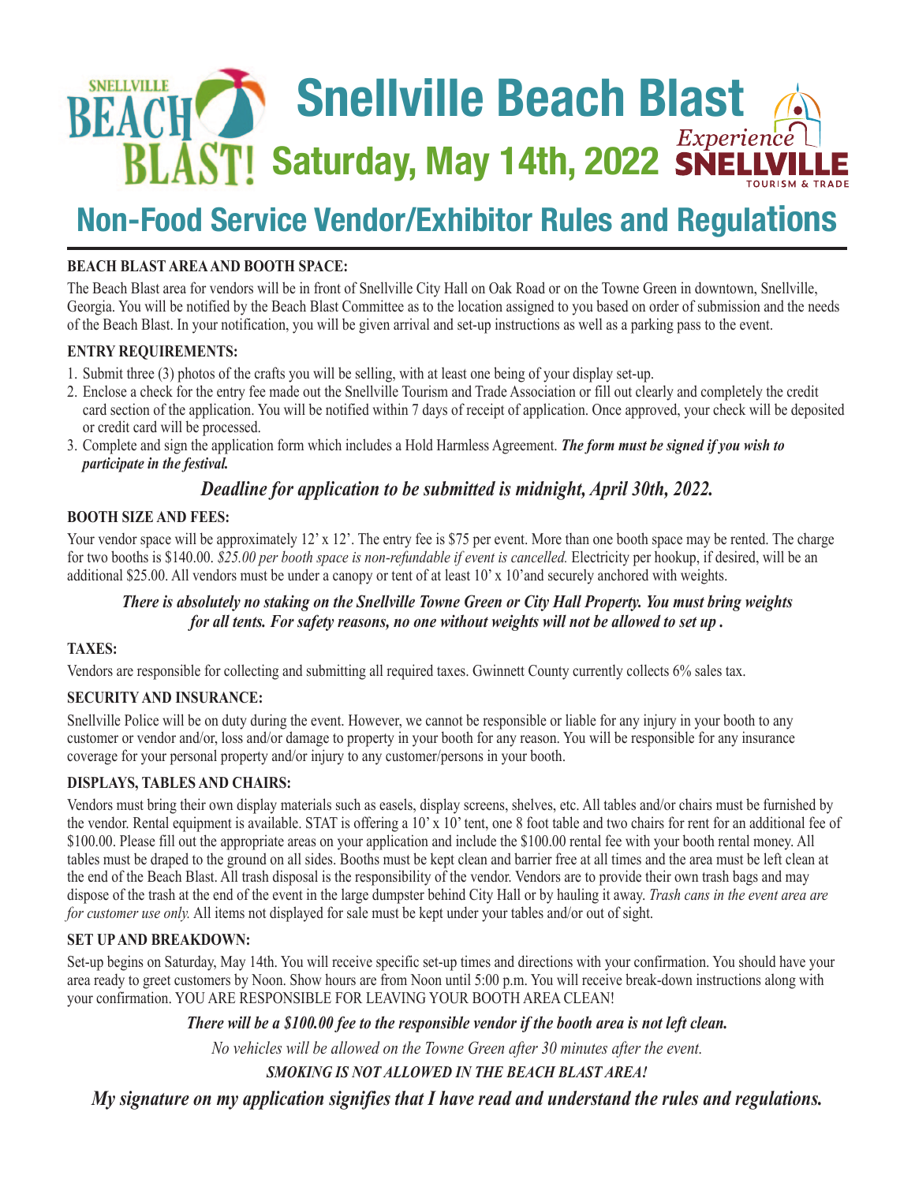# Snellville Beach Blast

## Saturday, May 14th, 2022

# Non-Food Service Vendor/Exhibitor Rules and Regulations

**BEACH BLAST AREA AND BOOTH SPACE:**

The Beach Blast area for vendors will be in front of Snellville City Hall on Oak Road or on the Towne Green in downtown, Snellville, Georgia. You will be notified by the Beach Blast Committee as to the location assigned to you based on order of submission and the needs of the Beach Blast. In your notification, you will be given arrival and set-up instructions as well as a parking pass to the event.

**ENTRY REQUIREMENTS:**

1. Submit three (3) photos of the crafts you will be selling, with at least one being of your display set-up.
2. Enclose a check for the entry fee made out the Snellville Tourism and Trade Association or fill out clearly and completely the credit card section of the application. You will be notified within 7 days of receipt of application. Once approved, your check will be deposited or credit card will be processed.
3. Complete and sign the application form which includes a Hold Harmless Agreement. ***The form must be signed if you wish to participate in the festival.***

***Deadline for application to be submitted is midnight, April 30th, 2022.***

**BOOTH SIZE AND FEES:**

Your vendor space will be approximately 12' x 12'. The entry fee is $75 per event. More than one booth space may be rented. The charge for two booths is $140.00. *$25.00 per booth space is non-refundable if event is cancelled.* Electricity per hookup, if desired, will be an additional $25.00. All vendors must be under a canopy or tent of at least 10' x 10'and securely anchored with weights.

***There is absolutely no staking on the Snellville Towne Green or City Hall Property. You must bring weights for all tents. For safety reasons, no one without weights will not be allowed to set up .***

**TAXES:**

Vendors are responsible for collecting and submitting all required taxes. Gwinnett County currently collects 6% sales tax.

**SECURITY AND INSURANCE:**

Snellville Police will be on duty during the event. However, we cannot be responsible or liable for any injury in your booth to any customer or vendor and/or, loss and/or damage to property in your booth for any reason. You will be responsible for any insurance coverage for your personal property and/or injury to any customer/persons in your booth.

**DISPLAYS, TABLES AND CHAIRS:**

Vendors must bring their own display materials such as easels, display screens, shelves, etc. All tables and/or chairs must be furnished by the vendor. Rental equipment is available. STAT is offering a 10' x 10' tent, one 8 foot table and two chairs for rent for an additional fee of $100.00. Please fill out the appropriate areas on your application and include the $100.00 rental fee with your booth rental money. All tables must be draped to the ground on all sides. Booths must be kept clean and barrier free at all times and the area must be left clean at the end of the Beach Blast. All trash disposal is the responsibility of the vendor. Vendors are to provide their own trash bags and may dispose of the trash at the end of the event in the large dumpster behind City Hall or by hauling it away. *Trash cans in the event area are for customer use only.* All items not displayed for sale must be kept under your tables and/or out of sight.

**SET UP AND BREAKDOWN:**

Set-up begins on Saturday, May 14th. You will receive specific set-up times and directions with your confirmation. You should have your area ready to greet customers by Noon. Show hours are from Noon until 5:00 p.m. You will receive break-down instructions along with your confirmation. YOU ARE RESPONSIBLE FOR LEAVING YOUR BOOTH AREA CLEAN!

***There will be a $100.00 fee to the responsible vendor if the booth area is not left clean.***

*No vehicles will be allowed on the Towne Green after 30 minutes after the event.*

***SMOKING IS NOT ALLOWED IN THE BEACH BLAST AREA!***

***My signature on my application signifies that I have read and understand the rules and regulations.***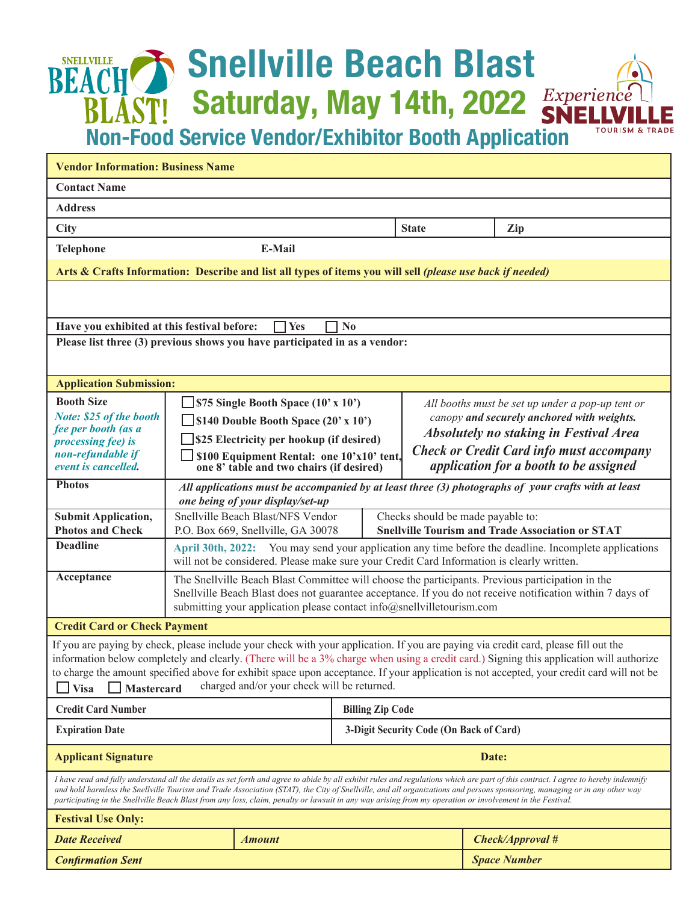# Snellville Beach Blast

## Saturday, May 14th, 2022

## Non-Food Service Vendor/Exhibitor Booth Application

**Vendor Information: Business Name**

**Contact Name**

**Address**

| **City** | **State** | **Zip** |
|---|---|---|

**Telephone** **E-Mail**

**Arts & Crafts Information: Describe and list all types of items you will sell** ***(please use back if needed)***

**Have you exhibited at this festival before:** ☐ **Yes** ☐ **No**

**Please list three (3) previous shows you have participated in as a vendor:**

**Application Submission:**

| | | |
|---|---|---|
| **Booth Size**<br>***Note: $25 of the booth fee per booth (as a processing fee) is non-refundable if event is cancelled.*** | ☐ **$75 Single Booth Space (10' x 10')**<br>☐ **$140 Double Booth Space (20' x 10')**<br>☐ **$25 Electricity per hookup (if desired)**<br>☐ **$100 Equipment Rental: one 10'x10' tent, one 8' table and two chairs (if desired)** | *All booths must be set up under a pop-up tent or canopy* ***and securely anchored with weights.***<br>***Absolutely no staking in Festival Area***<br>***Check or Credit Card info must accompany application for a booth to be assigned*** |
| **Photos** | ***All applications must be accompanied by at least three (3) photographs of your crafts with at least one being of your display/set-up*** | |
| **Submit Application, Photos and Check** | Snellville Beach Blast/NFS Vendor<br>P.O. Box 669, Snellville, GA 30078 | Checks should be made payable to:<br>**Snellville Tourism and Trade Association or STAT** |
| **Deadline** | **April 30th, 2022:** You may send your application any time before the deadline. Incomplete applications will not be considered. Please make sure your Credit Card Information is clearly written. | |
| **Acceptance** | The Snellville Beach Blast Committee will choose the participants. Previous participation in the Snellville Beach Blast does not guarantee acceptance. If you do not receive notification within 7 days of submitting your application please contact info@snellvilletourism.com | |

**Credit Card or Check Payment**

If you are paying by check, please include your check with your application. If you are paying via credit card, please fill out the information below completely and clearly. (There will be a 3% charge when using a credit card.) Signing this application will authorize to charge the amount specified above for exhibit space upon acceptance. If your application is not accepted, your credit card will not be charged and/or your check will be returned.

☐ **Visa** ☐ **Mastercard**

| **Credit Card Number** | **Billing Zip Code** |
|---|---|
| **Expiration Date** | **3-Digit Security Code (On Back of Card)** |

**Applicant Signature** **Date:**

*I have read and fully understand all the details as set forth and agree to abide by all exhibit rules and regulations which are part of this contract. I agree to hereby indemnify and hold harmless the Snellville Tourism and Trade Association (STAT), the City of Snellville, and all organizations and persons sponsoring, managing or in any other way participating in the Snellville Beach Blast from any loss, claim, penalty or lawsuit in any way arising from my operation or involvement in the Festival.*

**Festival Use Only:**

| ***Date Received*** | ***Amount*** | ***Check/Approval #*** |
|---|---|---|
| ***Confirmation Sent*** | | ***Space Number*** |